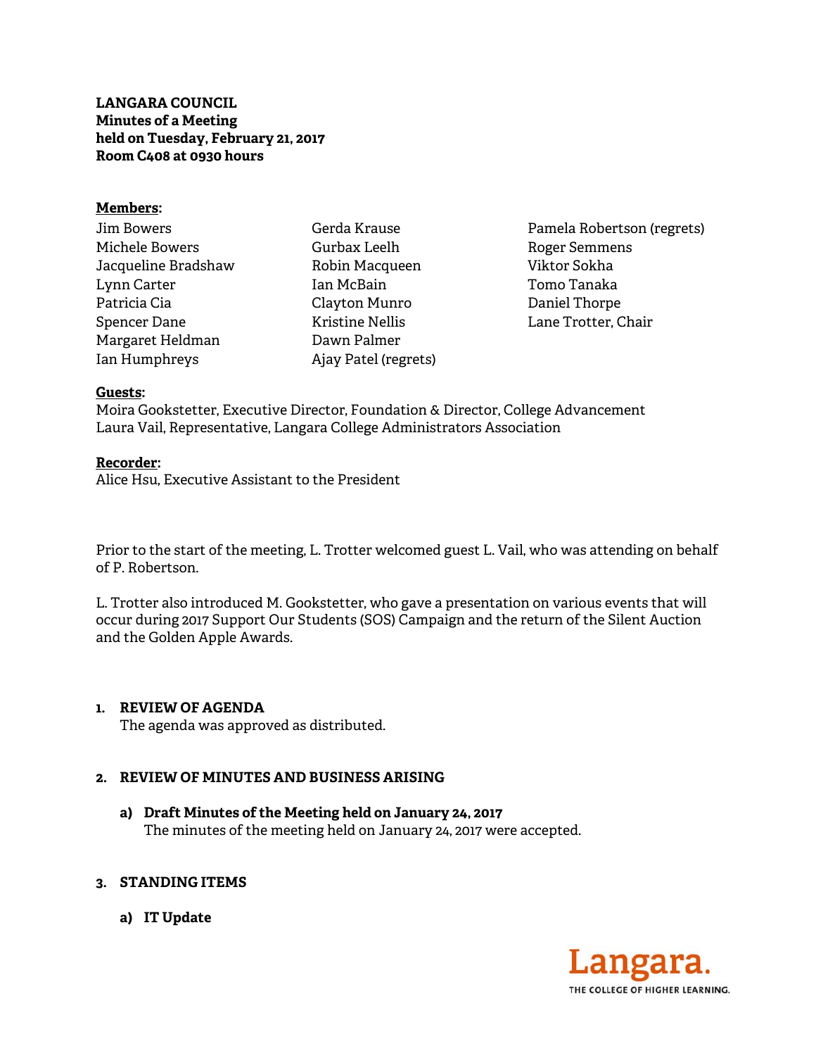**LANGARA COUNCIL**
**Minutes of a Meeting**
**held on Tuesday, February 21, 2017**
**Room C408 at 0930 hours**

**Members:**

Jim Bowers
Michele Bowers
Jacqueline Bradshaw
Lynn Carter
Patricia Cia
Spencer Dane
Margaret Heldman
Ian Humphreys
Gerda Krause
Gurbax Leelh
Robin Macqueen
Ian McBain
Clayton Munro
Kristine Nellis
Dawn Palmer
Ajay Patel (regrets)
Pamela Robertson (regrets)
Roger Semmens
Viktor Sokha
Tomo Tanaka
Daniel Thorpe
Lane Trotter, Chair

**Guests:**
Moira Gookstetter, Executive Director, Foundation & Director, College Advancement
Laura Vail, Representative, Langara College Administrators Association

**Recorder:**
Alice Hsu, Executive Assistant to the President

Prior to the start of the meeting, L. Trotter welcomed guest L. Vail, who was attending on behalf of P. Robertson.

L. Trotter also introduced M. Gookstetter, who gave a presentation on various events that will occur during 2017 Support Our Students (SOS) Campaign and the return of the Silent Auction and the Golden Apple Awards.

**1. REVIEW OF AGENDA**

The agenda was approved as distributed.

**2. REVIEW OF MINUTES AND BUSINESS ARISING**

**a) Draft Minutes of the Meeting held on January 24, 2017**

The minutes of the meeting held on January 24, 2017 were accepted.

**3. STANDING ITEMS**

**a) IT Update**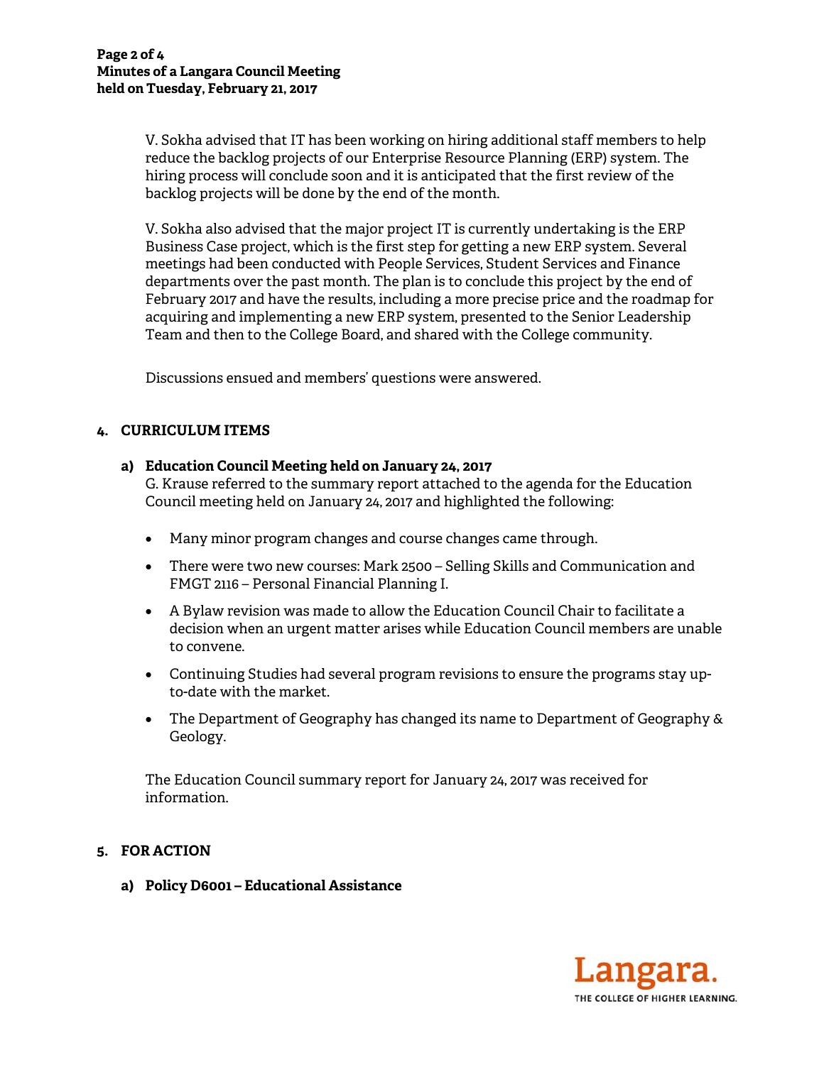V. Sokha advised that IT has been working on hiring additional staff members to help reduce the backlog projects of our Enterprise Resource Planning (ERP) system. The hiring process will conclude soon and it is anticipated that the first review of the backlog projects will be done by the end of the month.

V. Sokha also advised that the major project IT is currently undertaking is the ERP Business Case project, which is the first step for getting a new ERP system. Several meetings had been conducted with People Services, Student Services and Finance departments over the past month. The plan is to conclude this project by the end of February 2017 and have the results, including a more precise price and the roadmap for acquiring and implementing a new ERP system, presented to the Senior Leadership Team and then to the College Board, and shared with the College community.

Discussions ensued and members' questions were answered.

## 4. CURRICULUM ITEMS

### a) Education Council Meeting held on January 24, 2017

G. Krause referred to the summary report attached to the agenda for the Education Council meeting held on January 24, 2017 and highlighted the following:

- Many minor program changes and course changes came through.
- There were two new courses: Mark 2500 – Selling Skills and Communication and FMGT 2116 – Personal Financial Planning I.
- A Bylaw revision was made to allow the Education Council Chair to facilitate a decision when an urgent matter arises while Education Council members are unable to convene.
- Continuing Studies had several program revisions to ensure the programs stay up-to-date with the market.
- The Department of Geography has changed its name to Department of Geography & Geology.

The Education Council summary report for January 24, 2017 was received for information.

## 5. FOR ACTION

### a) Policy D6001 – Educational Assistance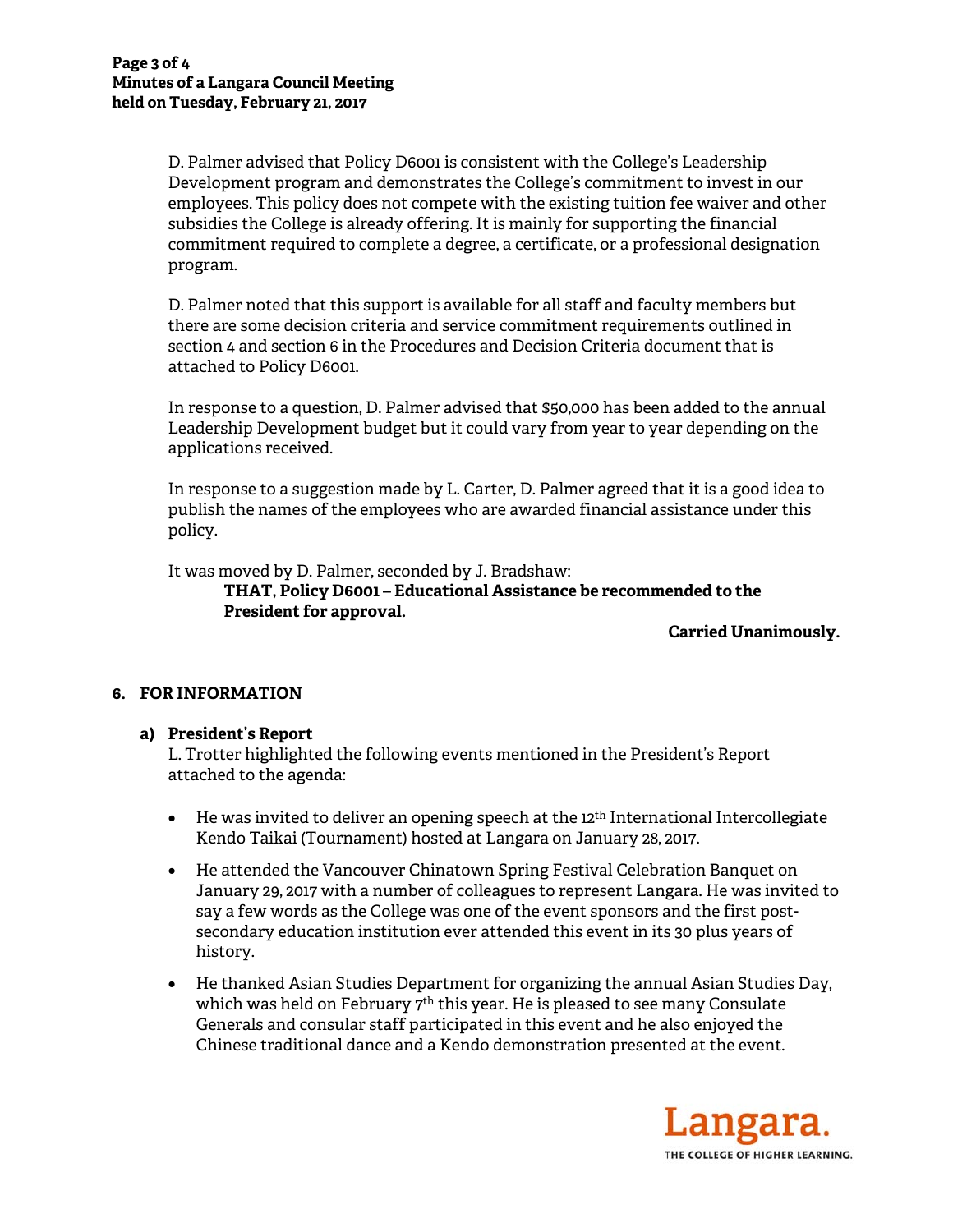D. Palmer advised that Policy D6001 is consistent with the College's Leadership Development program and demonstrates the College's commitment to invest in our employees. This policy does not compete with the existing tuition fee waiver and other subsidies the College is already offering. It is mainly for supporting the financial commitment required to complete a degree, a certificate, or a professional designation program.

D. Palmer noted that this support is available for all staff and faculty members but there are some decision criteria and service commitment requirements outlined in section 4 and section 6 in the Procedures and Decision Criteria document that is attached to Policy D6001.

In response to a question, D. Palmer advised that $50,000 has been added to the annual Leadership Development budget but it could vary from year to year depending on the applications received.

In response to a suggestion made by L. Carter, D. Palmer agreed that it is a good idea to publish the names of the employees who are awarded financial assistance under this policy.

It was moved by D. Palmer, seconded by J. Bradshaw:

> **THAT, Policy D6001 – Educational Assistance be recommended to the President for approval.**

**Carried Unanimously.**

## 6. FOR INFORMATION

### a) President's Report

L. Trotter highlighted the following events mentioned in the President's Report attached to the agenda:

- He was invited to deliver an opening speech at the 12th International Intercollegiate Kendo Taikai (Tournament) hosted at Langara on January 28, 2017.
- He attended the Vancouver Chinatown Spring Festival Celebration Banquet on January 29, 2017 with a number of colleagues to represent Langara. He was invited to say a few words as the College was one of the event sponsors and the first post-secondary education institution ever attended this event in its 30 plus years of history.
- He thanked Asian Studies Department for organizing the annual Asian Studies Day, which was held on February 7th this year. He is pleased to see many Consulate Generals and consular staff participated in this event and he also enjoyed the Chinese traditional dance and a Kendo demonstration presented at the event.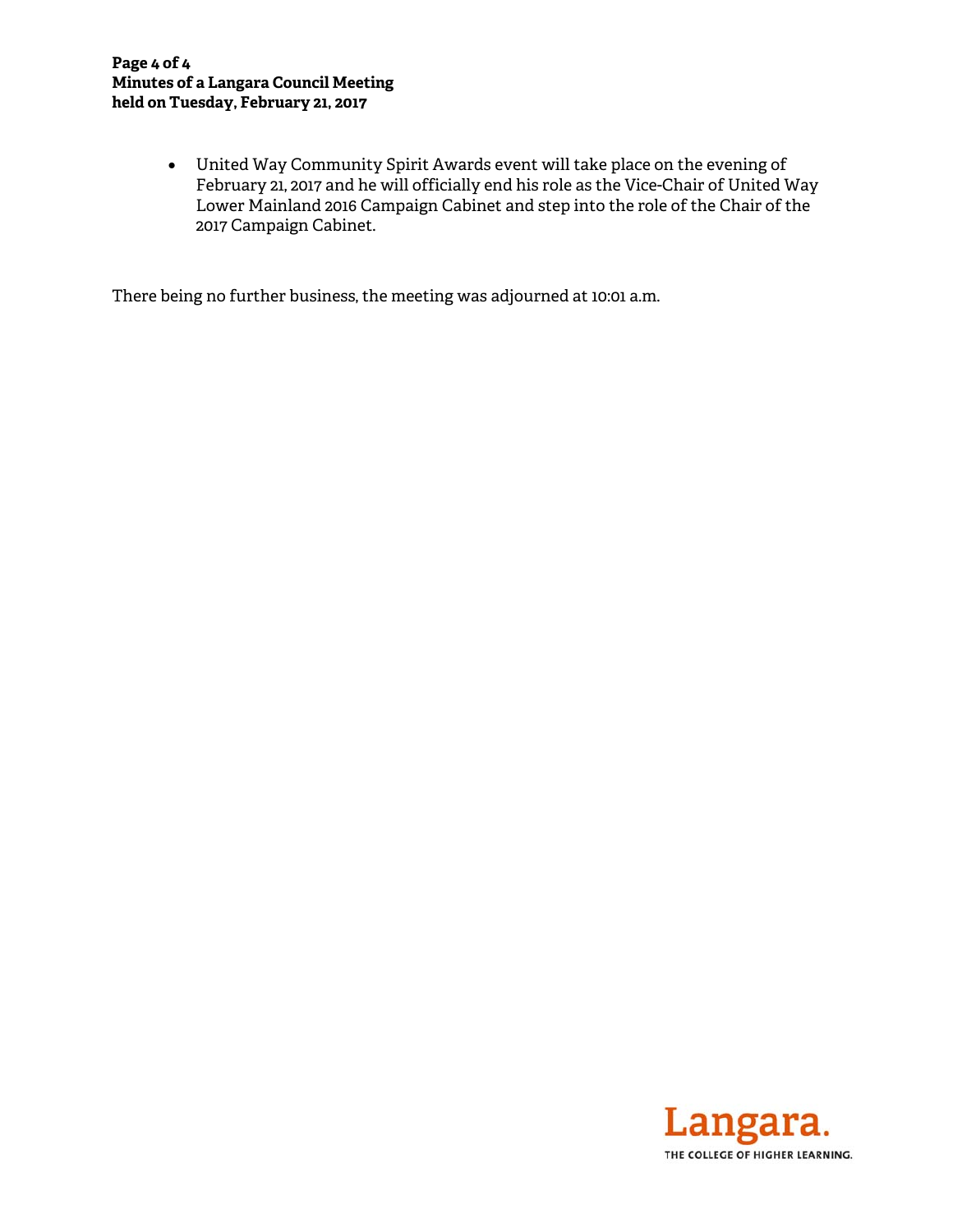- United Way Community Spirit Awards event will take place on the evening of February 21, 2017 and he will officially end his role as the Vice-Chair of United Way Lower Mainland 2016 Campaign Cabinet and step into the role of the Chair of the 2017 Campaign Cabinet.

There being no further business, the meeting was adjourned at 10:01 a.m.